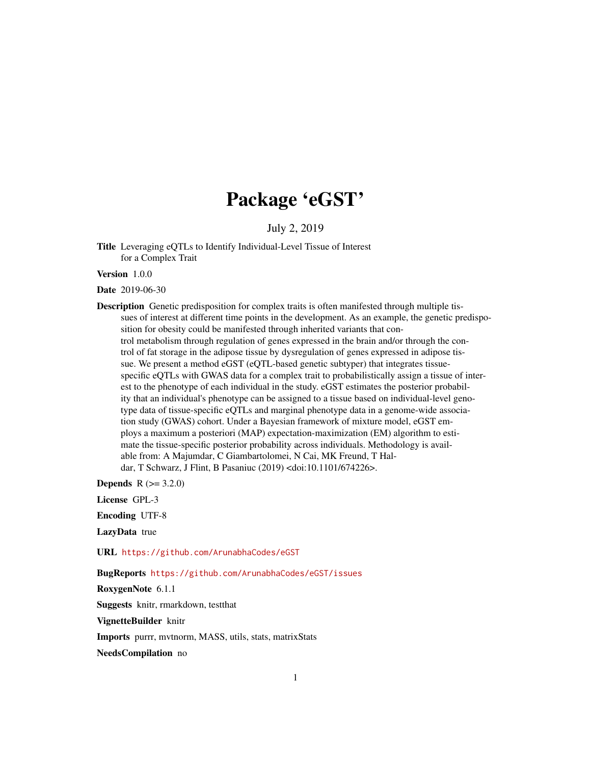# Package 'eGST'

July 2, 2019

**Title** Leveraging eQTLs to Identify Individual-Level Tissue of Interest for a Complex Trait

**Version** 1.0.0

**Date** 2019-06-30

**Description** Genetic predisposition for complex traits is often manifested through multiple tissues of interest at different time points in the development. As an example, the genetic predisposition for obesity could be manifested through inherited variants that control metabolism through regulation of genes expressed in the brain and/or through the control of fat storage in the adipose tissue by dysregulation of genes expressed in adipose tissue. We present a method eGST (eQTL-based genetic subtyper) that integrates tissue-specific eQTLs with GWAS data for a complex trait to probabilistically assign a tissue of interest to the phenotype of each individual in the study. eGST estimates the posterior probability that an individual's phenotype can be assigned to a tissue based on individual-level genotype data of tissue-specific eQTLs and marginal phenotype data in a genome-wide association study (GWAS) cohort. Under a Bayesian framework of mixture model, eGST employs a maximum a posteriori (MAP) expectation-maximization (EM) algorithm to estimate the tissue-specific posterior probability across individuals. Methodology is available from: A Majumdar, C Giambartolomei, N Cai, MK Freund, T Haldar, T Schwarz, J Flint, B Pasaniuc (2019) <doi:10.1101/674226>.

**Depends** R (>= 3.2.0)

**License** GPL-3

**Encoding** UTF-8

**LazyData** true

**URL** https://github.com/ArunabhaCodes/eGST

**BugReports** https://github.com/ArunabhaCodes/eGST/issues

**RoxygenNote** 6.1.1

**Suggests** knitr, rmarkdown, testthat

**VignetteBuilder** knitr

**Imports** purrr, mvtnorm, MASS, utils, stats, matrixStats

**NeedsCompilation** no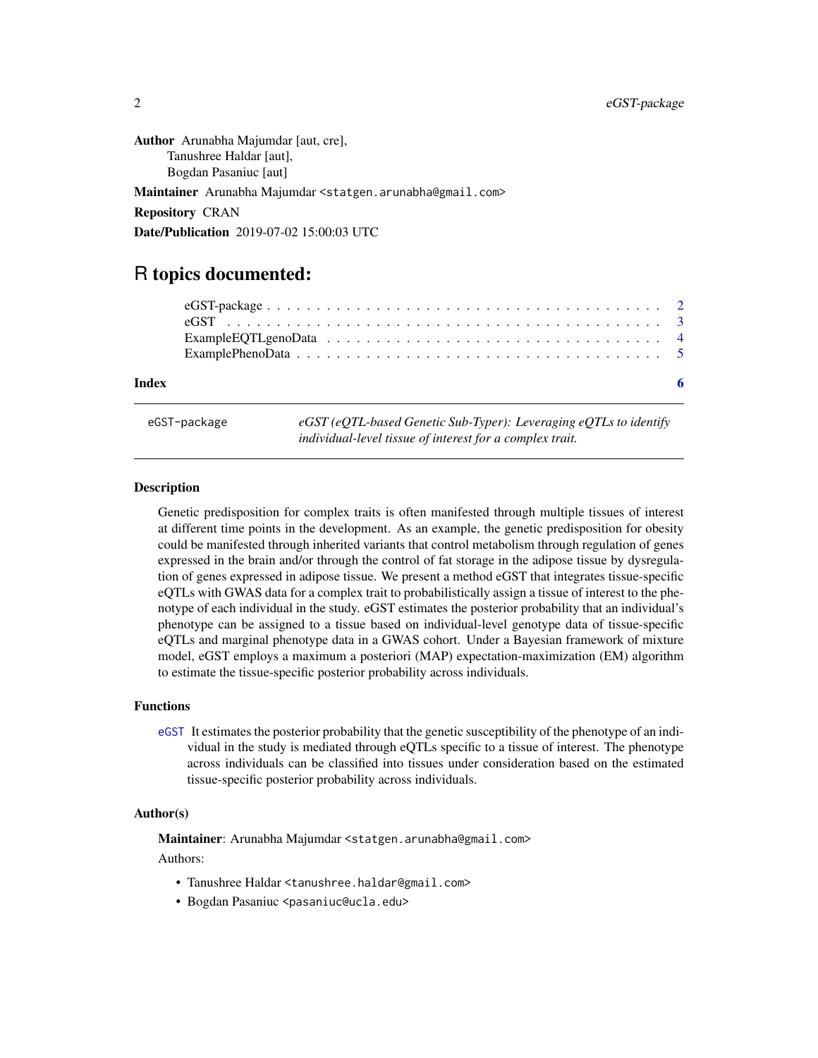**Author** Arunabha Majumdar [aut, cre],
Tanushree Haldar [aut],
Bogdan Pasaniuc [aut]

**Maintainer** Arunabha Majumdar <statgen.arunabha@gmail.com>

**Repository** CRAN

**Date/Publication** 2019-07-02 15:00:03 UTC

# R topics documented:

- eGST-package . . . . . . . . . . . . . . . . . . . . . . . . . . . . . . . . . . . . 2
- eGST . . . . . . . . . . . . . . . . . . . . . . . . . . . . . . . . . . . . . . . . . 3
- ExampleEQTLgenoData . . . . . . . . . . . . . . . . . . . . . . . . . . . . . . . . 4
- ExamplePhenoData . . . . . . . . . . . . . . . . . . . . . . . . . . . . . . . . . . 5

**Index** **6**

---

`eGST-package` *eGST (eQTL-based Genetic Sub-Typer): Leveraging eQTLs to identify individual-level tissue of interest for a complex trait.*

---

### Description

Genetic predisposition for complex traits is often manifested through multiple tissues of interest at different time points in the development. As an example, the genetic predisposition for obesity could be manifested through inherited variants that control metabolism through regulation of genes expressed in the brain and/or through the control of fat storage in the adipose tissue by dysregulation of genes expressed in adipose tissue. We present a method eGST that integrates tissue-specific eQTLs with GWAS data for a complex trait to probabilistically assign a tissue of interest to the phenotype of each individual in the study. eGST estimates the posterior probability that an individual's phenotype can be assigned to a tissue based on individual-level genotype data of tissue-specific eQTLs and marginal phenotype data in a GWAS cohort. Under a Bayesian framework of mixture model, eGST employs a maximum a posteriori (MAP) expectation-maximization (EM) algorithm to estimate the tissue-specific posterior probability across individuals.

### Functions

`eGST` It estimates the posterior probability that the genetic susceptibility of the phenotype of an individual in the study is mediated through eQTLs specific to a tissue of interest. The phenotype across individuals can be classified into tissues under consideration based on the estimated tissue-specific posterior probability across individuals.

### Author(s)

**Maintainer**: Arunabha Majumdar <statgen.arunabha@gmail.com>

Authors:

- Tanushree Haldar <tanushree.haldar@gmail.com>
- Bogdan Pasaniuc <pasaniuc@ucla.edu>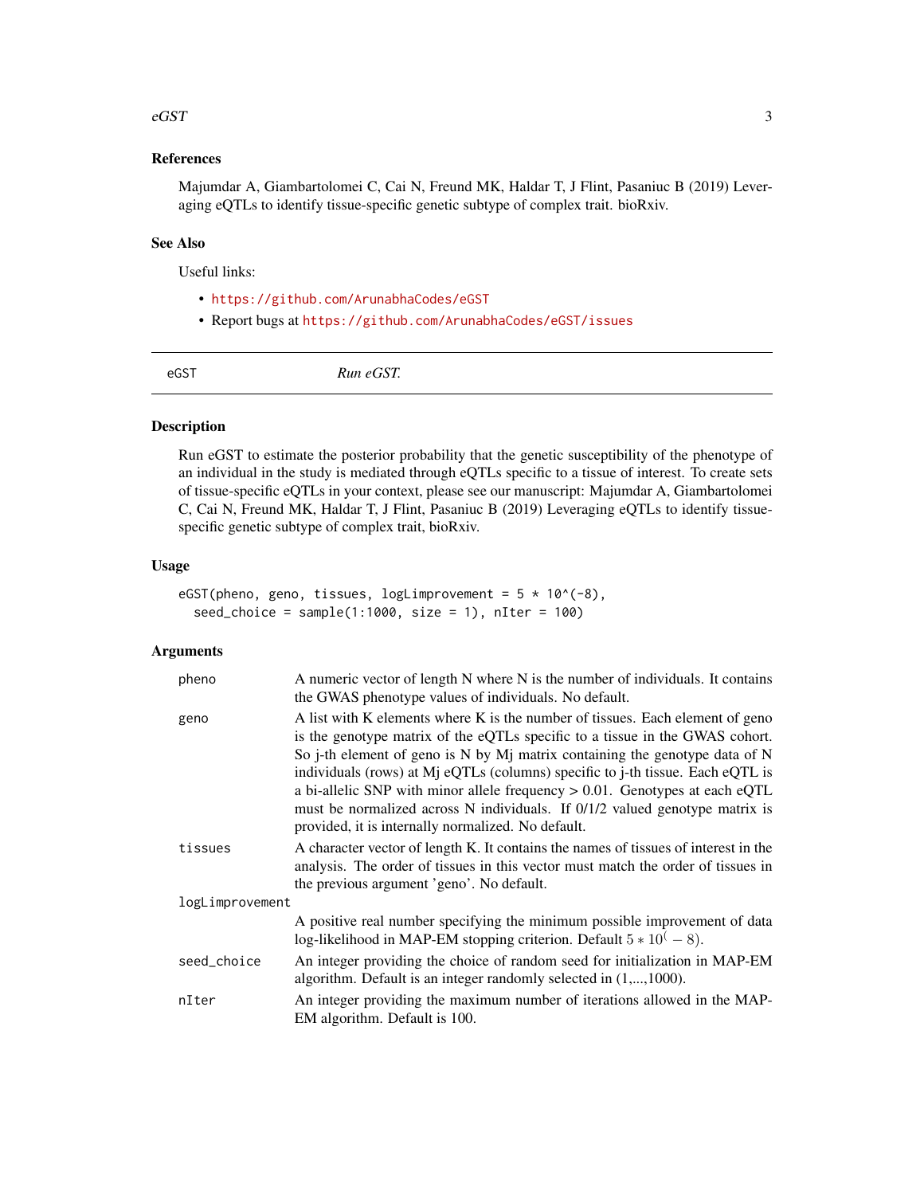### References

Majumdar A, Giambartolomei C, Cai N, Freund MK, Haldar T, J Flint, Pasaniuc B (2019) Leveraging eQTLs to identify tissue-specific genetic subtype of complex trait. bioRxiv.

### See Also

Useful links:

- https://github.com/ArunabhaCodes/eGST
- Report bugs at https://github.com/ArunabhaCodes/eGST/issues

---

## eGST    *Run eGST.*

---

### Description

Run eGST to estimate the posterior probability that the genetic susceptibility of the phenotype of an individual in the study is mediated through eQTLs specific to a tissue of interest. To create sets of tissue-specific eQTLs in your context, please see our manuscript: Majumdar A, Giambartolomei C, Cai N, Freund MK, Haldar T, J Flint, Pasaniuc B (2019) Leveraging eQTLs to identify tissue-specific genetic subtype of complex trait, bioRxiv.

### Usage

```
eGST(pheno, geno, tissues, logLimprovement = 5 * 10^(-8),
  seed_choice = sample(1:1000, size = 1), nIter = 100)
```

### Arguments

| | |
|---|---|
| pheno | A numeric vector of length N where N is the number of individuals. It contains the GWAS phenotype values of individuals. No default. |
| geno | A list with K elements where K is the number of tissues. Each element of geno is the genotype matrix of the eQTLs specific to a tissue in the GWAS cohort. So j-th element of geno is N by Mj matrix containing the genotype data of N individuals (rows) at Mj eQTLs (columns) specific to j-th tissue. Each eQTL is a bi-allelic SNP with minor allele frequency > 0.01. Genotypes at each eQTL must be normalized across N individuals. If 0/1/2 valued genotype matrix is provided, it is internally normalized. No default. |
| tissues | A character vector of length K. It contains the names of tissues of interest in the analysis. The order of tissues in this vector must match the order of tissues in the previous argument 'geno'. No default. |
| logLimprovement | A positive real number specifying the minimum possible improvement of data log-likelihood in MAP-EM stopping criterion. Default $5 * 10^(-8)$. |
| seed_choice | An integer providing the choice of random seed for initialization in MAP-EM algorithm. Default is an integer randomly selected in (1,...,1000). |
| nIter | An integer providing the maximum number of iterations allowed in the MAP-EM algorithm. Default is 100. |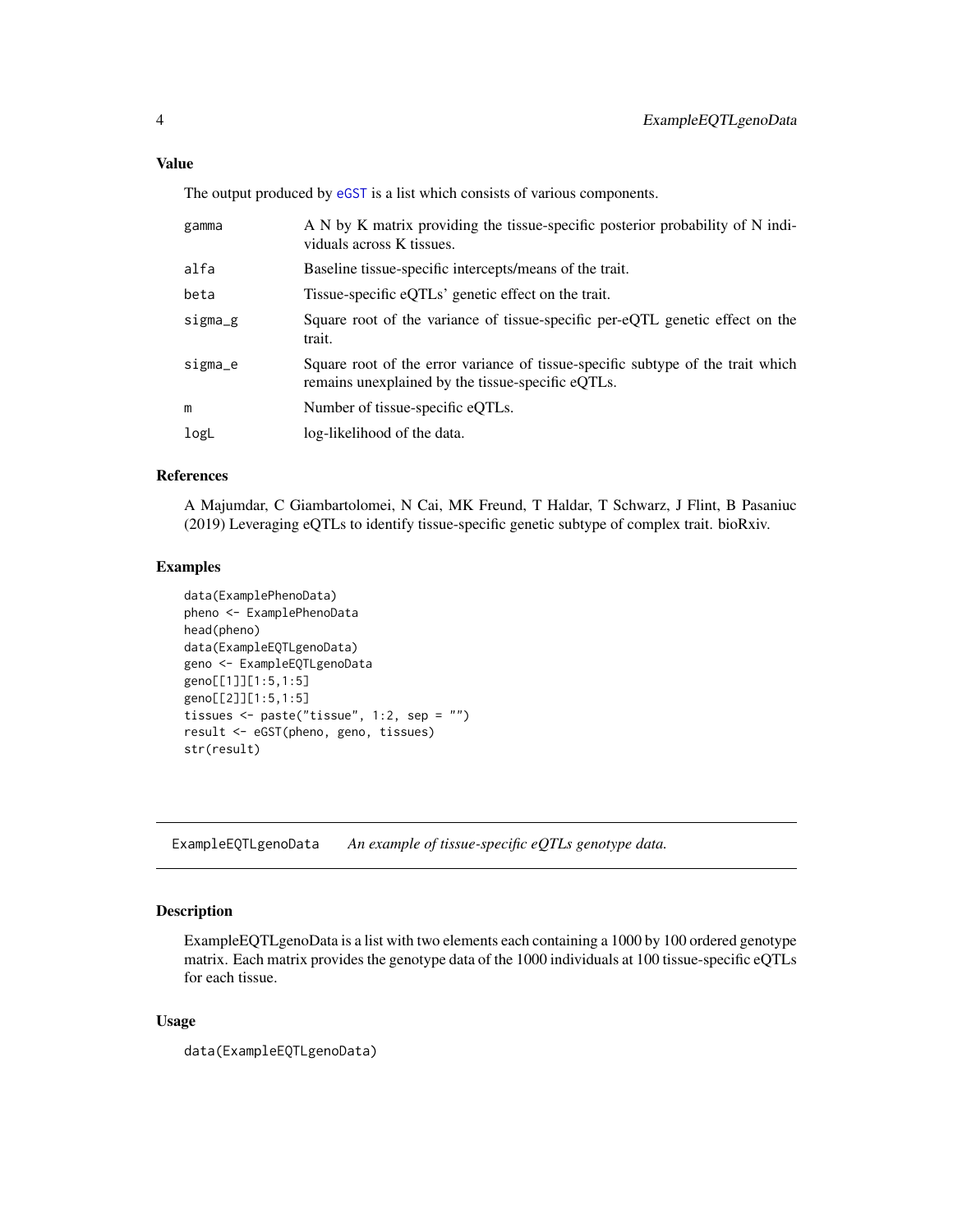### Value

The output produced by eGST is a list which consists of various components.

| | |
|---|---|
| gamma | A N by K matrix providing the tissue-specific posterior probability of N individuals across K tissues. |
| alfa | Baseline tissue-specific intercepts/means of the trait. |
| beta | Tissue-specific eQTLs' genetic effect on the trait. |
| sigma_g | Square root of the variance of tissue-specific per-eQTL genetic effect on the trait. |
| sigma_e | Square root of the error variance of tissue-specific subtype of the trait which remains unexplained by the tissue-specific eQTLs. |
| m | Number of tissue-specific eQTLs. |
| logL | log-likelihood of the data. |

### References

A Majumdar, C Giambartolomei, N Cai, MK Freund, T Haldar, T Schwarz, J Flint, B Pasaniuc (2019) Leveraging eQTLs to identify tissue-specific genetic subtype of complex trait. bioRxiv.

### Examples

```
data(ExamplePhenoData)
pheno <- ExamplePhenoData
head(pheno)
data(ExampleEQTLgenoData)
geno <- ExampleEQTLgenoData
geno[[1]][1:5,1:5]
geno[[2]][1:5,1:5]
tissues <- paste("tissue", 1:2, sep = "")
result <- eGST(pheno, geno, tissues)
str(result)
```

---

## ExampleEQTLgenoData *An example of tissue-specific eQTLs genotype data.*

---

### Description

ExampleEQTLgenoData is a list with two elements each containing a 1000 by 100 ordered genotype matrix. Each matrix provides the genotype data of the 1000 individuals at 100 tissue-specific eQTLs for each tissue.

### Usage

```
data(ExampleEQTLgenoData)
```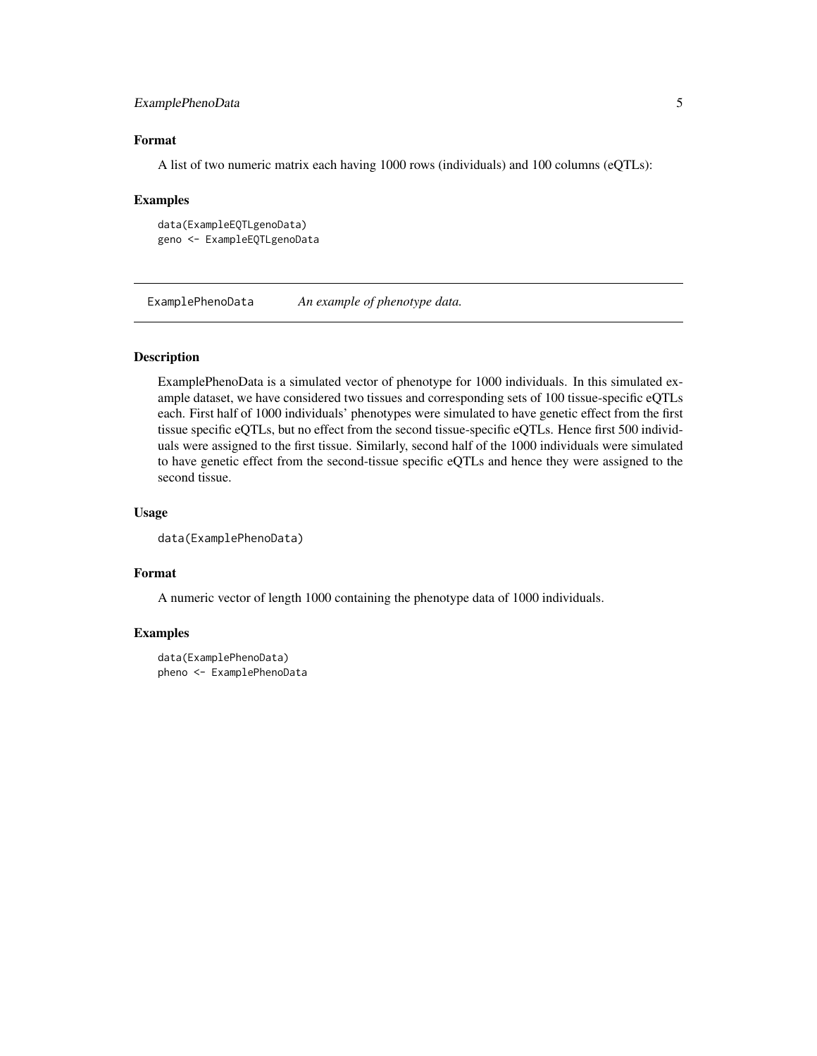### Format

A list of two numeric matrix each having 1000 rows (individuals) and 100 columns (eQTLs):

### Examples

```
data(ExampleEQTLgenoData)
geno <- ExampleEQTLgenoData
```

---

## ExamplePhenoData *An example of phenotype data.*

---

### Description

ExamplePhenoData is a simulated vector of phenotype for 1000 individuals. In this simulated example dataset, we have considered two tissues and corresponding sets of 100 tissue-specific eQTLs each. First half of 1000 individuals' phenotypes were simulated to have genetic effect from the first tissue specific eQTLs, but no effect from the second tissue-specific eQTLs. Hence first 500 individuals were assigned to the first tissue. Similarly, second half of the 1000 individuals were simulated to have genetic effect from the second-tissue specific eQTLs and hence they were assigned to the second tissue.

### Usage

```
data(ExamplePhenoData)
```

### Format

A numeric vector of length 1000 containing the phenotype data of 1000 individuals.

### Examples

```
data(ExamplePhenoData)
pheno <- ExamplePhenoData
```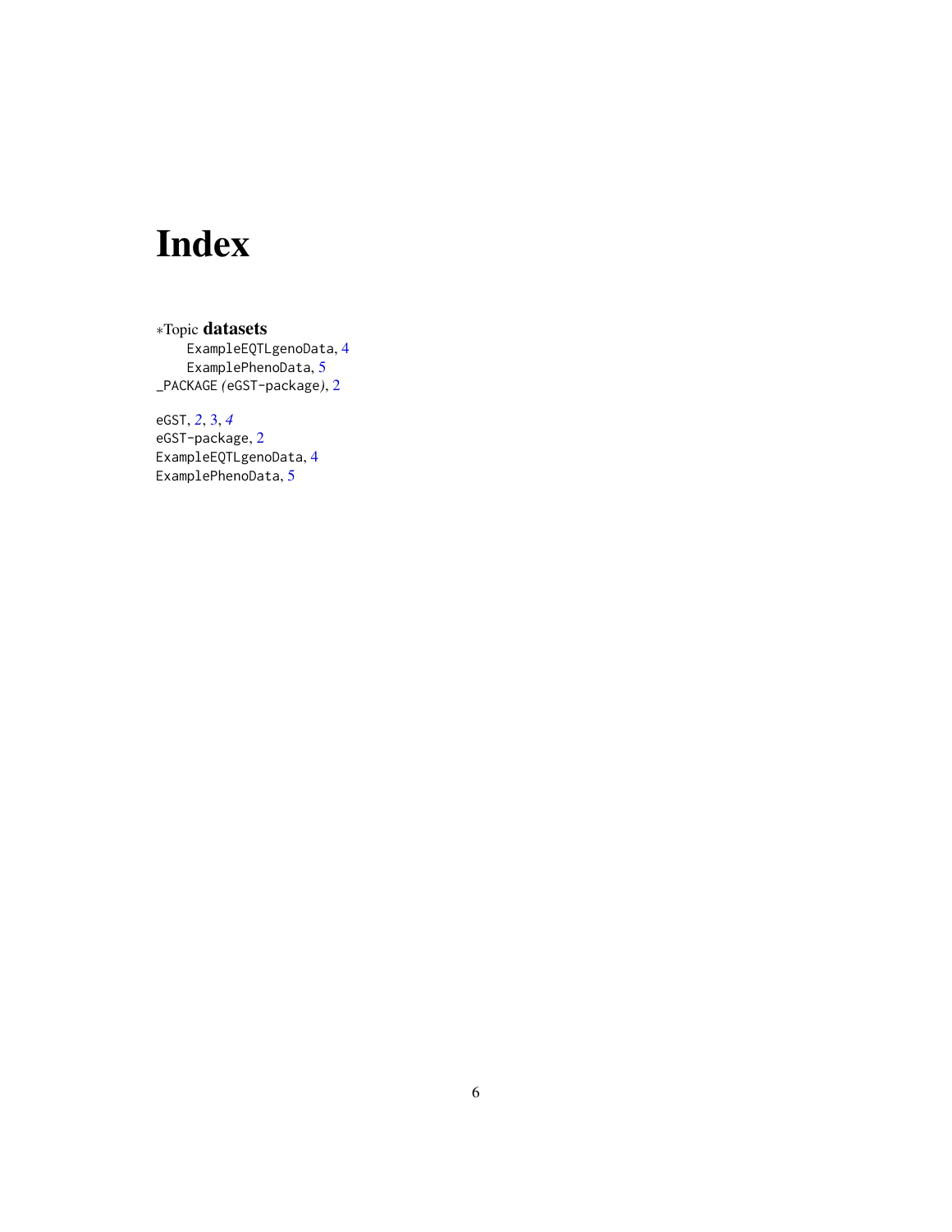# Index

∗Topic **datasets**
  ExampleEQTLgenoData, 4
  ExamplePhenoData, 5
_PACKAGE (eGST-package), 2

eGST, *2*, 3, *4*
eGST-package, 2
ExampleEQTLgenoData, 4
ExamplePhenoData, 5